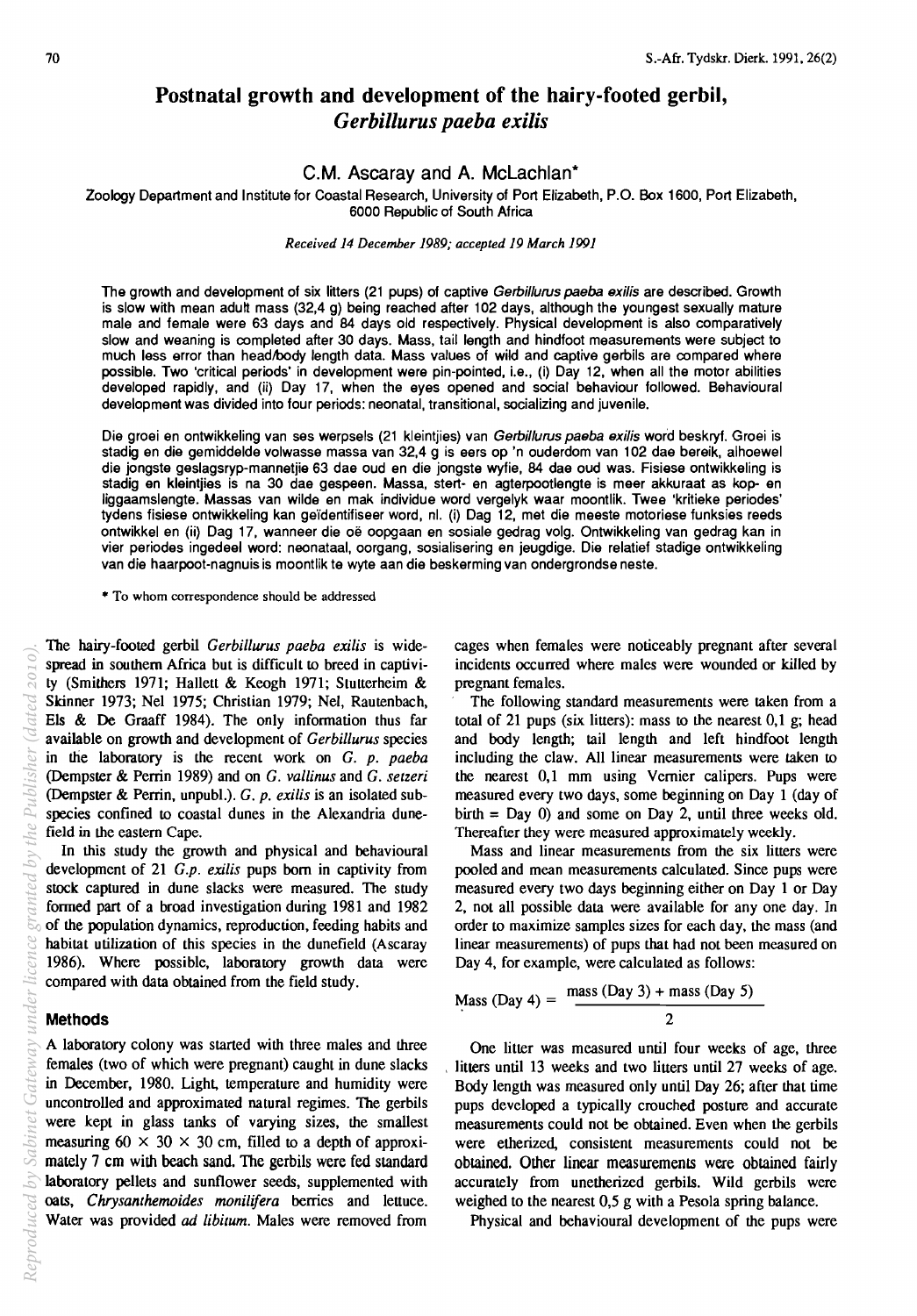# Postnatal growth and development of the hairy-footed gerbil, *Gerbillurus paeba exilis*

C.M. Ascaray and A. McLachlan*

Zoology Department and Institute for Coastal Research, University of Port Elizabeth, P.O. Box 1600, Port Elizabeth, 6000 Republic of South Africa

*Received 14 December 1989; accepted 19 March 1991*

The growth and development of six litters (21 pups) of captive *Gerbillurus paeba exilis* are described. Growth is slow with mean adult mass (32,4 g) being reached after 102 days, although the youngest sexually mature male and female were 63 days and 84 days old respectively. Physical development is also comparatively slow and weaning is completed after 30 days. Mass, tail length and hindfoot measurements are subject to much less error than head/body length data. Mass values of wild and captive gerbils are compared where possible. Two 'critical periods' in development were pin-pointed, i.e., (i) Day 12, when all the motor abilities developed rapidly, and (ii) Day 17, when the eyes opened and social behaviour followed. Behavioural development was divided into four periods: neonatal, transitional, socializing and juvenile.

Die groei en ontwikkeling van ses werpsels (21 kleintjies) van *Gerbillurus paeba exilis* word beskryf. Groei is stadig en die gemiddelde volwasse massa van 32,4 g is eers op 'n ouderdom van 102 dae bereik, alhoewel die jongste geslagsryp-mannetjie 63 dae oud en die jongste wyfie, 84 dae oud was. Fisiese ontwikkeling is stadig en kleintjies is na 30 dae gespeen. Massa, stert- en agterpootlengte is meer akkuraat as kop- en liggaamslengte. Massas van wilde en mak individue word vergelyk waar moontlik. Twee 'kritieke periodes' tydens fisiese ontwikkeling kan geïdentifiseer word, nl. (i) Dag 12, met die meeste motoriese funksies reeds ontwikkel en (ii) Dag 17, wanneer die oë oopgaan en sosiale gedrag volg. Ontwikkeling van gedrag kan in vier periodes ingedeel word: neonataal, oorgang, sosialisering en jeugdige. Die relatief stadige ontwikkeling van die haarpoot-nagnuis is moontlik te wyte aan die beskerming van ondergrondse neste.

\* To whom correspondence should be addressed

The hairy-footed gerbil *Gerbillurus paeba exilis* is widespread in southern Africa but is difficult to breed in captivity (Smithers 1971; Hallett & Keogh 1971; Stutterheim & Skinner 1973; Nel 1975; Christian 1979; Nel, Rautenbach, Els & De Graaff 1984). The only information thus far available on growth and development of *Gerbillurus* species in the laboratory is the recent work on *G. p. paeba* (Dempster & Perrin 1989) and on *G. vallinus* and *G. setzeri* (Dempster & Perrin, unpubl.). *G. p. exilis* is an isolated subspecies confined to coastal dunes in the Alexandria dunefield in the eastern Cape.

In this study the growth and physical and behavioural development of 21 *G.p. exilis* pups born in captivity from stock captured in dune slacks were measured. The study formed part of a broad investigation during 1981 and 1982 of the population dynamics, reproduction, feeding habits and habitat utilization of this species in the dunefield (Ascaray 1986). Where possible, laboratory growth data were compared with data obtained from the field study.

## Methods

A laboratory colony was started with three males and three females (two of which were pregnant) caught in dune slacks in December, 1980. Light, temperature and humidity were uncontrolled and approximated natural regimes. The gerbils were kept in glass tanks of varying sizes, the smallest measuring 60 × 30 × 30 cm, filled to a depth of approximately 7 cm with beach sand. The gerbils were fed standard laboratory pellets and sunflower seeds, supplemented with oats, *Chrysanthemoides monilifera* berries and lettuce. Water was provided *ad libitum*. Males were removed from cages when females were noticeably pregnant after several incidents occurred where males were wounded or killed by pregnant females.

The following standard measurements were taken from a total of 21 pups (six litters): mass to the nearest 0,1 g; head and body length; tail length and left hindfoot length including the claw. All linear measurements were taken to the nearest 0,1 mm using Vernier calipers. Pups were measured every two days, some beginning on Day 1 (day of birth = Day 0) and some on Day 2, until three weeks old. Thereafter they were measured approximately weekly.

Mass and linear measurements from the six litters were pooled and mean measurements calculated. Since pups were measured every two days beginning either on Day 1 or Day 2, not all possible data were available for any one day. In order to maximize samples sizes for each day, the mass (and linear measurements) of pups that had not been measured on Day 4, for example, were calculated as follows:

$$\text{Mass (Day 4)} = \frac{\text{mass (Day 3)} + \text{mass (Day 5)}}{2}$$

One litter was measured until four weeks of age, three litters until 13 weeks and two litters until 27 weeks of age. Body length was measured only until Day 26; after that time pups developed a typically crouched posture and accurate measurements could not be obtained. Even when the gerbils were etherized, consistent measurements could not be obtained. Other linear measurements were obtained fairly accurately from unetherized gerbils. Wild gerbils were weighed to the nearest 0,5 g with a Pesola spring balance.

Physical and behavioural development of the pups were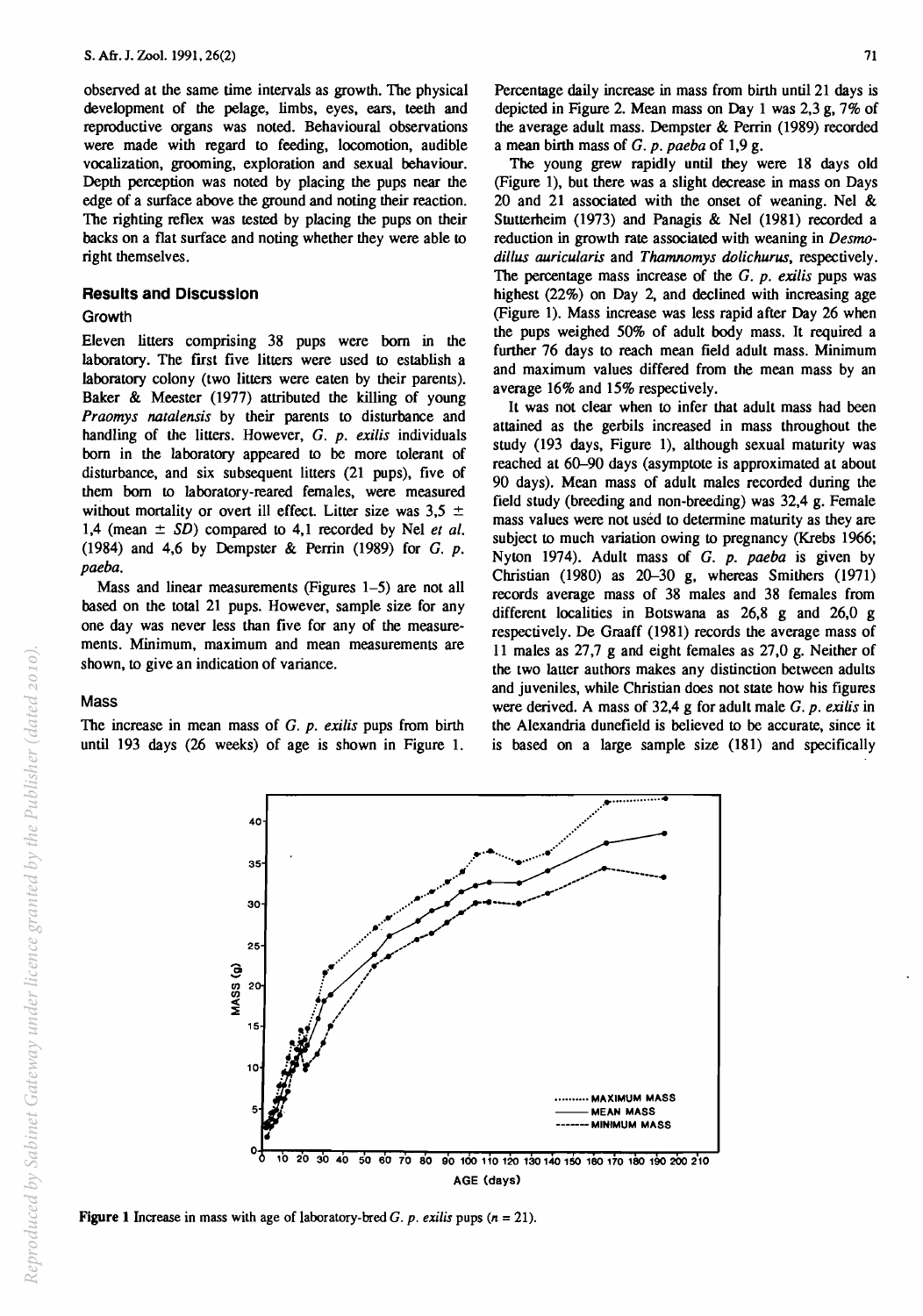observed at the same time intervals as growth. The physical development of the pelage, limbs, eyes, ears, teeth and reproductive organs was noted. Behavioural observations were made with regard to feeding, locomotion, audible vocalization, grooming, exploration and sexual behaviour. Depth perception was noted by placing the pups near the edge of a surface above the ground and noting their reaction. The righting reflex was tested by placing the pups on their backs on a flat surface and noting whether they were able to right themselves.

## Results and Discussion

### Growth

Eleven litters comprising 38 pups were born in the laboratory. The first five litters were used to establish a laboratory colony (two litters were eaten by their parents). Baker & Meester (1977) attributed the killing of young *Praomys natalensis* by their parents to disturbance and handling of the litters. However, *G. p. exilis* individuals born in the laboratory appeared to be more tolerant of disturbance, and six subsequent litters (21 pups), five of them born to laboratory-reared females, were measured without mortality or overt ill effect. Litter size was 3,5 ± 1,4 (mean ± *SD*) compared to 4,1 recorded by Nel *et al.* (1984) and 4,6 by Dempster & Perrin (1989) for *G. p. paeba*.

Mass and linear measurements (Figures 1–5) are not all based on the total 21 pups. However, sample size for any one day was never less than five for any of the measurements. Minimum, maximum and mean measurements are shown, to give an indication of variance.

### Mass

The increase in mean mass of *G. p. exilis* pups from birth until 193 days (26 weeks) of age is shown in Figure 1. Percentage daily increase in mass from birth until 21 days is depicted in Figure 2. Mean mass on Day 1 was 2,3 g, 7% of the average adult mass. Dempster & Perrin (1989) recorded a mean birth mass of *G. p. paeba* of 1,9 g.

The young grew rapidly until they were 18 days old (Figure 1), but there was a slight decrease in mass on Days 20 and 21 associated with the onset of weaning. Nel & Stutterheim (1973) and Panagis & Nel (1981) recorded a reduction in growth rate associated with weaning in *Desmodillus auricularis* and *Thamnomys dolichurus*, respectively. The percentage mass increase of the *G. p. exilis* pups was highest (22%) on Day 2, and declined with increasing age (Figure 1). Mass increase was less rapid after Day 26 when the pups weighed 50% of adult body mass. It required a further 76 days to reach mean field adult mass. Minimum and maximum values differed from the mean mass by an average 16% and 15% respectively.

It was not clear when to infer that adult mass had been attained as the gerbils increased in mass throughout the study (193 days, Figure 1), although sexual maturity was reached at 60–90 days (asymptote is approximated at about 90 days). Mean mass of adult males recorded during the field study (breeding and non-breeding) was 32,4 g. Female mass values were not used to determine maturity as they are subject to much variation owing to pregnancy (Krebs 1966; Nyton 1974). Adult mass of *G. p. paeba* is given by Christian (1980) as 20–30 g, whereas Smithers (1971) records average mass of 38 males and 38 females from different localities in Botswana as 26,8 g and 26,0 g respectively. De Graaff (1981) records the average mass of 11 males as 27,7 g and eight females as 27,0 g. Neither of the two latter authors makes any distinction between adults and juveniles, while Christian does not state how his figures were derived. A mass of 32,4 g for adult male *G. p. exilis* in the Alexandria dunefield is believed to be accurate, since it is based on a large sample size (181) and specifically

**Figure 1** Increase in mass with age of laboratory-bred *G. p. exilis* pups ($n = 21$).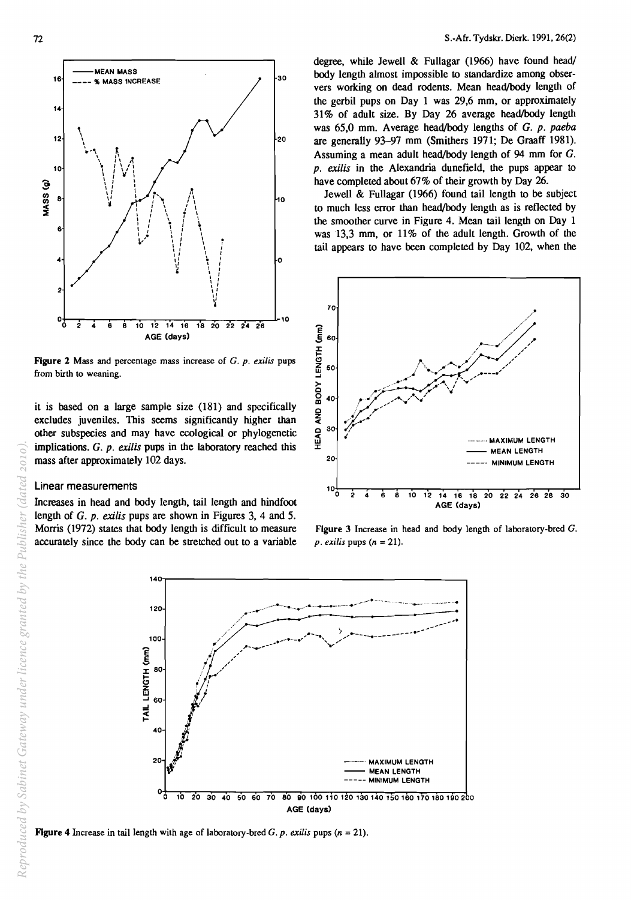MEAN MASS
% MASS INCREASE
16
14
12
10
8
6
4
2
0
MASS (g)
30
20
10
0
-10
0 2 4 6 8 10 12 14 16 18 20 22 24 26
AGE (days)

**Figure 2** Mass and percentage mass increase of *G. p. exilis* pups from birth to weaning.

it is based on a large sample size (181) and specifically excludes juveniles. This seems significantly higher than other subspecies and may have ecological or phylogenetic implications. *G. p. exilis* pups in the laboratory reached this mass after approximately 102 days.

### Linear measurements

Increases in head and body length, tail length and hindfoot length of *G. p. exilis* pups are shown in Figures 3, 4 and 5. Morris (1972) states that body length is difficult to measure accurately since the body can be stretched out to a variable degree, while Jewell & Fullagar (1966) have found head/body length almost impossible to standardize among observers working on dead rodents. Mean head/body length of the gerbil pups on Day 1 was 29,6 mm, or approximately 31% of adult size. By Day 26 average head/body length was 65,0 mm. Average head/body lengths of *G. p. paeba* are generally 93–97 mm (Smithers 1971; De Graaff 1981). Assuming a mean adult head/body length of 94 mm for *G. p. exilis* in the Alexandria dunefield, the pups appear to have completed about 67% of their growth by Day 26.

Jewell & Fullagar (1966) found tail length to be subject to much less error than head/body length as is reflected by the smoother curve in Figure 4. Mean tail length on Day 1 was 13,3 mm, or 11% of the adult length. Growth of the tail appears to have been completed by Day 102, when the

70
60
50
40
30
20
10
HEAD AND BODY LENGTH (mm)
MAXIMUM LENGTH
MEAN LENGTH
MINIMUM LENGTH
0 2 4 6 8 10 12 14 16 18 20 22 24 26 28 30
AGE (days)

**Figure 3** Increase in head and body length of laboratory-bred *G. p. exilis* pups ($n$ = 21).

140
120
100
80
60
40
20
0
TAIL LENGTH (mm)
MAXIMUM LENGTH
MEAN LENGTH
MINIMUM LENGTH
0 10 20 30 40 50 60 70 80 90 100 110 120 130 140 150 160 170 180 190 200
AGE (days)

**Figure 4** Increase in tail length with age of laboratory-bred *G. p. exilis* pups ($n$ = 21).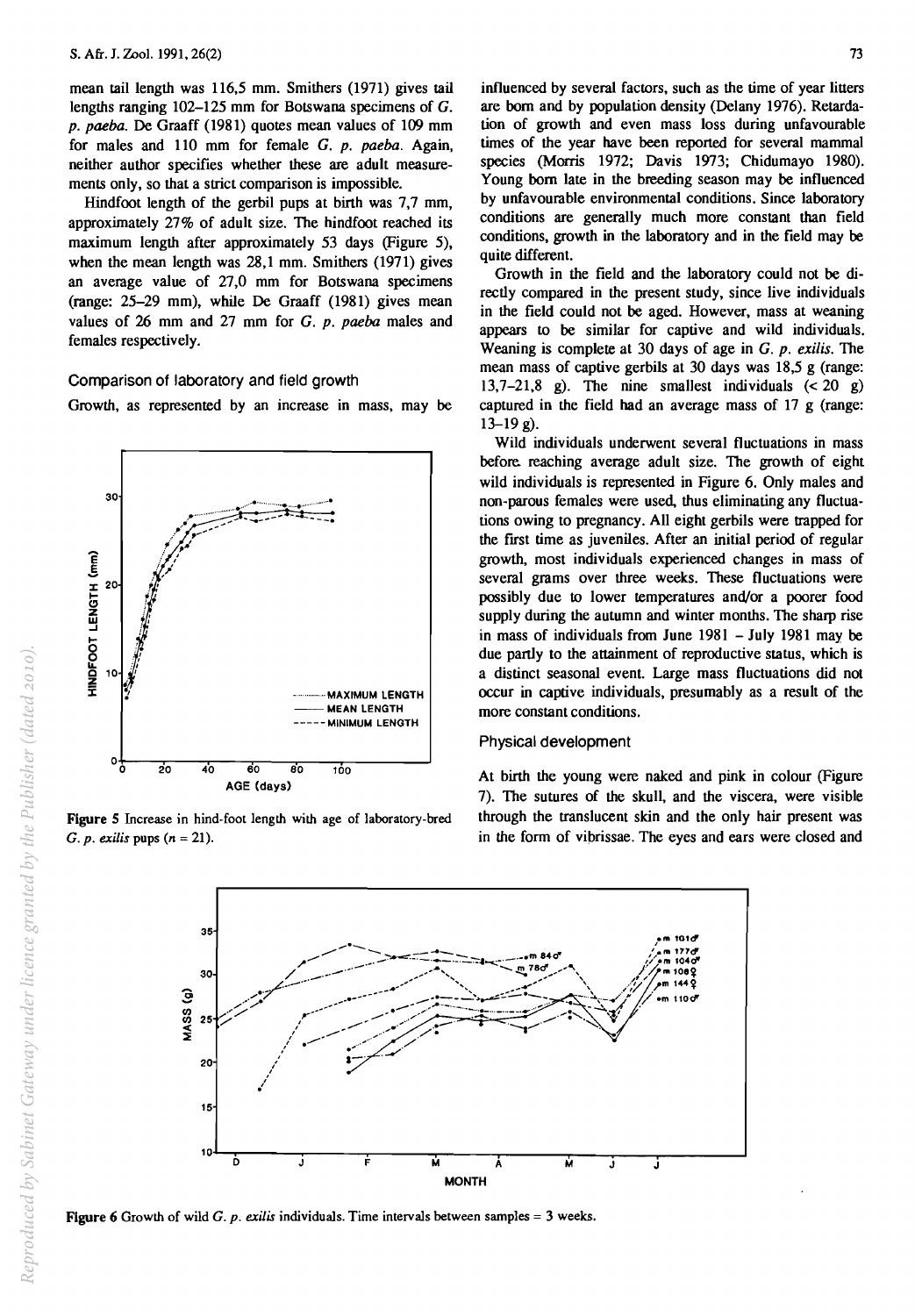mean tail length was 116,5 mm. Smithers (1971) gives tail lengths ranging 102–125 mm for Botswana specimens of *G. p. paeba*. De Graaff (1981) quotes mean values of 109 mm for males and 110 mm for female *G. p. paeba*. Again, neither author specifies whether these are adult measurements only, so that a strict comparison is impossible.

Hindfoot length of the gerbil pups at birth was 7,7 mm, approximately 27% of adult size. The hindfoot reached its maximum length after approximately 53 days (Figure 5), when the mean length was 28,1 mm. Smithers (1971) gives an average value of 27,0 mm for Botswana specimens (range: 25–29 mm), while De Graaff (1981) gives mean values of 26 mm and 27 mm for *G. p. paeba* males and females respectively.

### Comparison of laboratory and field growth

Growth, as represented by an increase in mass, may be

HINDFOOT LENGTH (mm)
AGE (days)
MAXIMUM LENGTH
MEAN LENGTH
MINIMUM LENGTH

**Figure 5** Increase in hind-foot length with age of laboratory-bred *G. p. exilis* pups ($n$ = 21).

influenced by several factors, such as the time of year litters are born and by population density (Delany 1976). Retardation of growth and even mass loss during unfavourable times of the year have been reported for several mammal species (Morris 1972; Davis 1973; Chidumayo 1980). Young born late in the breeding season may be influenced by unfavourable environmental conditions. Since laboratory conditions are generally much more constant than field conditions, growth in the laboratory and in the field may be quite different.

Growth in the field and the laboratory could not be directly compared in the present study, since live individuals in the field could not be aged. However, mass at weaning appears to be similar for captive and wild individuals. Weaning is complete at 30 days of age in *G. p. exilis*. The mean mass of captive gerbils at 30 days was 18,5 g (range: 13,7–21,8 g). The nine smallest individuals (< 20 g) captured in the field had an average mass of 17 g (range: 13–19 g).

Wild individuals underwent several fluctuations in mass before reaching average adult size. The growth of eight wild individuals is represented in Figure 6. Only males and non-parous females were used, thus eliminating any fluctuations owing to pregnancy. All eight gerbils were trapped for the first time as juveniles. After an initial period of regular growth, most individuals experienced changes in mass of several grams over three weeks. These fluctuations were possibly due to lower temperatures and/or a poorer food supply during the autumn and winter months. The sharp rise in mass of individuals from June 1981 – July 1981 may be due partly to the attainment of reproductive status, which is a distinct seasonal event. Large mass fluctuations did not occur in captive individuals, presumably as a result of the more constant conditions.

### Physical development

At birth the young were naked and pink in colour (Figure 7). The sutures of the skull, and the viscera, were visible through the translucent skin and the only hair present was in the form of vibrissae. The eyes and ears were closed and

MASS (g)
MONTH
m 101♂
m 177♂
m 104♂
m 106♀
m 144♀
m 110♂
m 84♂
m 78♂

**Figure 6** Growth of wild *G. p. exilis* individuals. Time intervals between samples = 3 weeks.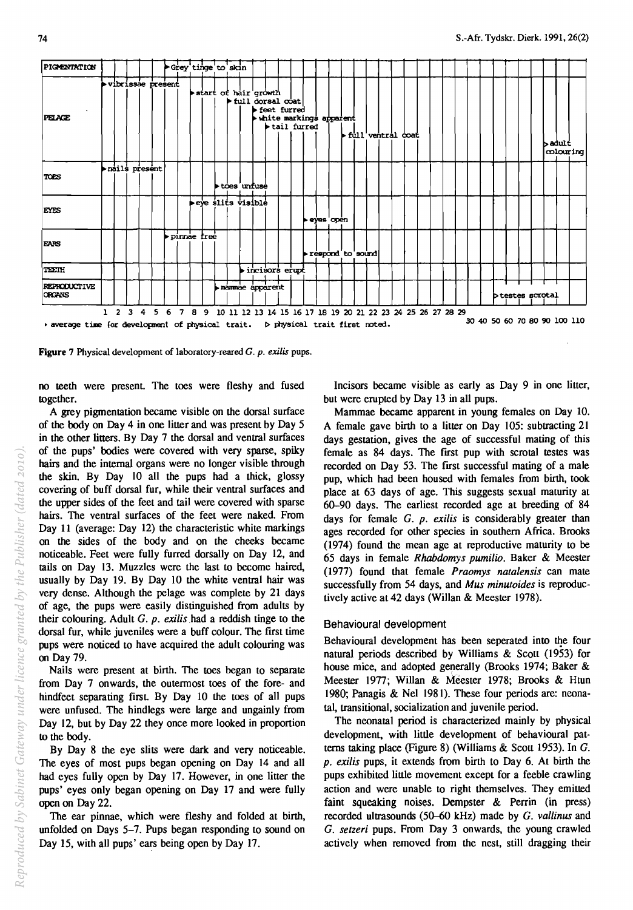PIGMENTATION
Grey tinge to skin
PELAGE
vibrissae present
start of hair growth
full dorsal coat
feet furred
white markings apparent
tail furred
full ventral coat
adult colouring
TOES
nails present
toes unfuse
EYES
eye slits visible
eyes open
EARS
pinnae free
respond to sound
TEETH
incisors erupt
REPRODUCTIVE ORGANS
mammae apparent
testes scrotal

1 2 3 4 5 6 7 8 9 10 11 12 13 14 15 16 17 18 19 20 21 22 23 24 25 26 27 28 29 30 40 50 60 70 80 90 100 110

▸ average time for development of physical trait. ▷ physical trait first noted.

**Figure 7** Physical development of laboratory-reared *G. p. exilis* pups.

no teeth were present. The toes were fleshy and fused together.

A grey pigmentation became visible on the dorsal surface of the body on Day 4 in one litter and was present by Day 5 in the other litters. By Day 7 the dorsal and ventral surfaces of the pups' bodies were covered with very sparse, spiky hairs and the internal organs were no longer visible through the skin. By Day 10 all the pups had a thick, glossy covering of buff dorsal fur, while their ventral surfaces and the upper sides of the feet and tail were covered with sparse hairs. The ventral surfaces of the feet were naked. From Day 11 (average: Day 12) the characteristic white markings on the sides of the body and on the cheeks became noticeable. Feet were fully furred dorsally on Day 12, and tails on Day 13. Muzzles were the last to become haired, usually by Day 19. By Day 10 the white ventral hair was very dense. Although the pelage was complete by 21 days of age, the pups were easily distinguished from adults by their colouring. Adult *G. p. exilis* had a reddish tinge to the dorsal fur, while juveniles were a buff colour. The first time pups were noticed to have acquired the adult colouring was on Day 79.

Nails were present at birth. The toes began to separate from Day 7 onwards, the outermost toes of the fore- and hindfeet separating first. By Day 10 the toes of all pups were unfused. The hindlegs were large and ungainly from Day 12, but by Day 22 they once more looked in proportion to the body.

By Day 8 the eye slits were dark and very noticeable. The eyes of most pups began opening on Day 14 and all had eyes fully open by Day 17. However, in one litter the pups' eyes only began opening on Day 17 and were fully open on Day 22.

The ear pinnae, which were fleshy and folded at birth, unfolded on Days 5–7. Pups began responding to sound on Day 15, with all pups' ears being open by Day 17.

Incisors became visible as early as Day 9 in one litter, but were erupted by Day 13 in all pups.

Mammae became apparent in young females on Day 10. A female gave birth to a litter on Day 105: subtracting 21 days gestation, gives the age of successful mating of this female as 84 days. The first pup with scrotal testes was recorded on Day 53. The first successful mating of a male pup, which had been housed with females from birth, took place at 63 days of age. This suggests sexual maturity at 60–90 days. The earliest recorded age at breeding of 84 days for female *G. p. exilis* is considerably greater than ages recorded for other species in southern Africa. Brooks (1974) found the mean age at reproductive maturity to be 65 days in female *Rhabdomys pumilio*. Baker & Meester (1977) found that female *Praomys natalensis* can mate successfully from 54 days, and *Mus minutoides* is reproductively active at 42 days (Willan & Meester 1978).

### Behavioural development

Behavioural development has been seperated into the four natural periods described by Williams & Scott (1953) for house mice, and adopted generally (Brooks 1974; Baker & Meester 1977; Willan & Meester 1978; Brooks & Htun 1980; Panagis & Nel 1981). These four periods are: neonatal, transitional, socialization and juvenile period.

The neonatal period is characterized mainly by physical development, with little development of behavioural patterns taking place (Figure 8) (Williams & Scott 1953). In *G. p. exilis* pups, it extends from birth to Day 6. At birth the pups exhibited little movement except for a feeble crawling action and were unable to right themselves. They emitted faint squeaking noises. Dempster & Perrin (in press) recorded ultrasounds (50–60 kHz) made by *G. vallinus* and *G. setzeri* pups. From Day 3 onwards, the young crawled actively when removed from the nest, still dragging their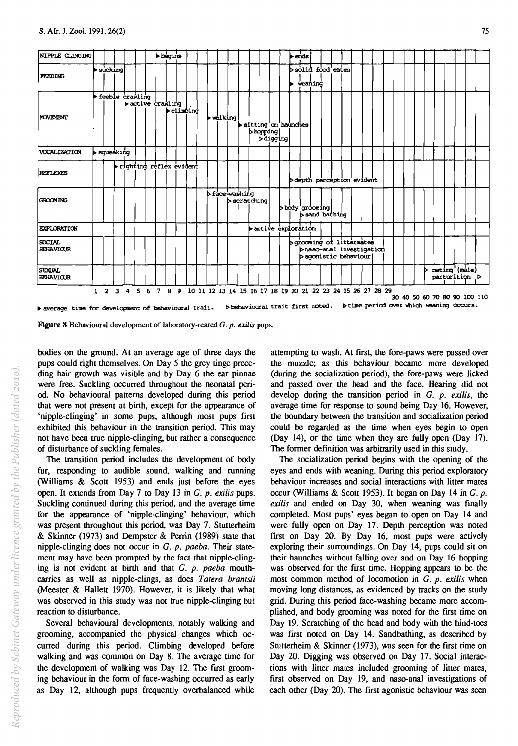NIPPLE CLINGING
begins
ends

FEEDING
sucking
solid food eaten
weaning

MOVEMENT
feeble crawling
active crawling
climbing
walking
sitting on haunches
hopping
digging

VOCALIZATION
squeaking

REFLEXES
righting reflex evident
depth perception evident

GROOMING
face-washing
scratching
body grooming
sand bathing

EXPLORATION
active exploration

SOCIAL BEHAVIOUR
grooming of littermates
naso-anal investigation
agonistic behaviour

SEXUAL BEHAVIOUR
mating (male)
parturition

1 2 3 4 5 6 7 8 9 10 11 12 13 14 15 16 17 18 19 20 21 22 23 24 25 26 27 28 29
30 40 50 60 70 80 90 100 110

▶ average time for development of behavioural trait. ▷ behavioural trait first noted. ▶ time period over which weaning occurs.

**Figure 8** Behavioural development of laboratory-reared *G. p. exilis* pups.

bodies on the ground. At an average age of three days the pups could right themselves. On Day 5 the grey tinge preceding hair growth was visible and by Day 6 the ear pinnae were free. Suckling occurred throughout the neonatal period. No behavioural patterns developed during this period that were not present at birth, except for the appearance of 'nipple-clinging' in some pups, although most pups first exhibited this behaviour in the transition period. This may not have been true nipple-clinging, but rather a consequence of disturbance of suckling females.

The transition period includes the development of body fur, responding to audible sound, walking and running (Williams & Scott 1953) and ends just before the eyes open. It extends from Day 7 to Day 13 in *G. p. exilis* pups. Suckling continued during this period, and the average time for the appearance of 'nipple-clinging' behaviour, which was present throughout this period, was Day 7. Stutterheim & Skinner (1973) and Dempster & Perrin (1989) state that nipple-clinging does not occur in *G. p. paeba*. Their statement may have been prompted by the fact that nipple-clinging is not evident at birth and that *G. p. paeba* mouth-carries as well as nipple-clings, as does *Tatera brantsii* (Meester & Hallett 1970). However, it is likely that what was observed in this study was not true nipple-clinging but reaction to disturbance.

Several behavioural developments, notably walking and grooming, accompanied the physical changes which occurred during this period. Climbing developed before walking and was common on Day 8. The average time for the development of walking was Day 12. The first grooming behaviour in the form of face-washing occurred as early as Day 12, although pups frequently overbalanced while attempting to wash. At first, the fore-paws were passed over the muzzle; as this behaviour became more developed (during the socialization period), the fore-paws were licked and passed over the head and the face. Hearing did not develop during the transition period in *G. p. exilis*, the average time for response to sound being Day 16. However, the boundary between the transition and socialization period could be regarded as the time when eyes begin to open (Day 14), or the time when they are fully open (Day 17). The former definition was arbitrarily used in this study.

The socialization period begins with the opening of the eyes and ends with weaning. During this period exploratory behaviour increases and social interactions with litter mates occur (Williams & Scott 1953). It began on Day 14 in *G. p. exilis* and ended on Day 30, when weaning was finally completed. Most pups' eyes began to open on Day 14 and were fully open on Day 17. Depth perception was noted first on Day 20. By Day 16, most pups were actively exploring their surroundings. On Day 14, pups could sit on their haunches without falling over and on Day 16 hopping was observed for the first time. Hopping appears to be the most common method of locomotion in *G. p. exilis* when moving long distances, as evidenced by tracks on the study grid. During this period face-washing became more accomplished, and body grooming was noted for the first time on Day 19. Scratching of the head and body with the hind-toes was first noted on Day 14. Sandbathing, as described by Stutterheim & Skinner (1973), was seen for the first time on Day 20. Digging was observed on Day 17. Social interactions with litter mates included grooming of litter mates, first observed on Day 19, and naso-anal investigations of each other (Day 20). The first agonistic behaviour was seen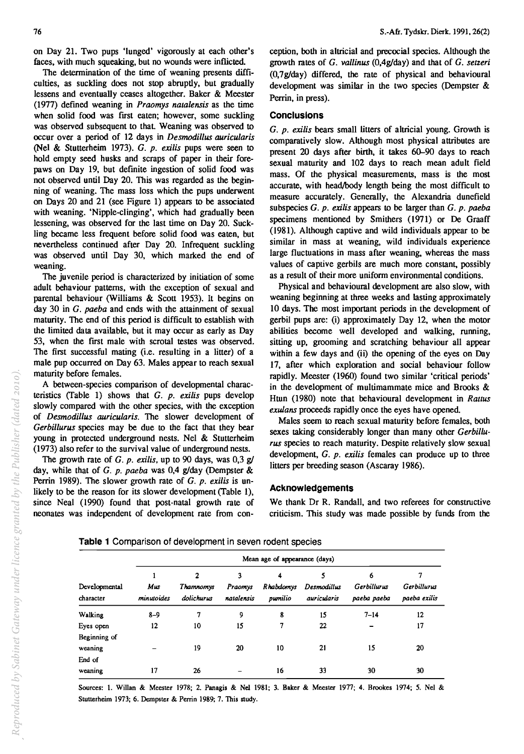on Day 21. Two pups 'lunged' vigorously at each other's faces, with much squeaking, but no wounds were inflicted.

The determination of the time of weaning presents difficulties, as suckling does not stop abruptly, but gradually lessens and eventually ceases altogether. Baker & Meester (1977) defined weaning in *Praomys natalensis* as the time when solid food was first eaten; however, some suckling was observed subsequent to that. Weaning was observed to occur over a period of 12 days in *Desmodillus auricularis* (Nel & Stutterheim 1973). *G. p. exilis* pups were seen to hold empty seed husks and scraps of paper in their forepaws on Day 19, but definite ingestion of solid food was not observed until Day 20. This was regarded as the beginning of weaning. The mass loss which the pups underwent on Days 20 and 21 (see Figure 1) appears to be associated with weaning. 'Nipple-clinging', which had gradually been lessening, was observed for the last time on Day 20. Suckling became less frequent before solid food was eaten, but nevertheless continued after Day 20. Infrequent suckling was observed until Day 30, which marked the end of weaning.

The juvenile period is characterized by initiation of some adult behaviour patterns, with the exception of sexual and parental behaviour (Williams & Scott 1953). It begins on day 30 in *G. paeba* and ends with the attainment of sexual maturity. The end of this period is difficult to establish with the limited data available, but it may occur as early as Day 53, when the first male with scrotal testes was observed. The first successful mating (i.e. resulting in a litter) of a male pup occurred on Day 63. Males appear to reach sexual maturity before females.

A between-species comparison of developmental characteristics (Table 1) shows that *G. p. exilis* pups develop slowly compared with the other species, with the exception of *Desmodillus auricularis*. The slower development of *Gerbillurus* species may be due to the fact that they bear young in protected underground nests. Nel & Stutterheim (1973) also refer to the survival value of underground nests.

The growth rate of *G. p. exilis*, up to 90 days, was 0,3 g/day, while that of *G. p. paeba* was 0,4 g/day (Dempster & Perrin 1989). The slower growth rate of *G. p. exilis* is unlikely to be the reason for its slower development (Table 1), since Neal (1990) found that post-natal growth rate of neonates was independent of development rate from conception, both in altricial and precocial species. Although the growth rates of *G. vallinus* (0,4g/day) and that of *G. setzeri* (0,7g/day) differed, the rate of physical and behavioural development was similar in the two species (Dempster & Perrin, in press).

## Conclusions

*G. p. exilis* bears small litters of altricial young. Growth is comparatively slow. Although most physical attributes are present 20 days after birth, it takes 60–90 days to reach sexual maturity and 102 days to reach mean adult field mass. Of the physical measurements, mass is the most accurate, with head/body length being the most difficult to measure accurately. Generally, the Alexandria dunefield subspecies *G. p. exilis* appears to be larger than *G. p. paeba* specimens mentioned by Smithers (1971) or De Graaff (1981). Although captive and wild individuals appear to be similar in mass at weaning, wild individuals experience large fluctuations in mass after weaning, whereas the mass values of captive gerbils are much more constant, possibly as a result of their more uniform environmental conditions.

Physical and behavioural development are also slow, with weaning beginning at three weeks and lasting approximately 10 days. The most important periods in the development of gerbil pups are: (i) approximately Day 12, when the motor abilities become well developed and walking, running, sitting up, grooming and scratching behaviour all appear within a few days and (ii) the opening of the eyes on Day 17, after which exploration and social behaviour follow rapidly. Meester (1960) found two similar 'critical periods' in the development of multimammate mice and Brooks & Htun (1980) note that behavioural development in *Rattus exulans* proceeds rapidly once the eyes have opened.

Males seem to reach sexual maturity before females, both sexes taking considerably longer than many other *Gerbillurus* species to reach maturity. Despite relatively slow sexual development, *G. p. exilis* females can produce up to three litters per breeding season (Ascaray 1986).

## Acknowledgements

We thank Dr R. Randall, and two referees for constructive criticism. This study was made possible by funds from the

**Table 1** Comparison of development in seven rodent species

| Developmental character | Mean age of appearance (days) | | | | | | |
|---|---|---|---|---|---|---|---|
| | 1 *Mus minutoides* | 2 *Thamnomys dolichurus* | 3 *Praomys natalensis* | 4 *Rhabdomys pumilio* | 5 *Desmodillus auricularis* | 6 *Gerbillurus paeba paeba* | 7 *Gerbillurus paeba exilis* |
| Walking | 8–9 | 7 | 9 | 8 | 15 | 7–14 | 12 |
| Eyes open | 12 | 10 | 15 | 7 | 22 | – | 17 |
| Beginning of weaning | – | 19 | 20 | 10 | 21 | 15 | 20 |
| End of weaning | 17 | 26 | – | 16 | 33 | 30 | 30 |

Sources: 1. Willan & Meester 1978; 2. Panagis & Nel 1981; 3. Baker & Meester 1977; 4. Brookes 1974; 5. Nel & Stutterheim 1973; 6. Dempster & Perrin 1989; 7. This study.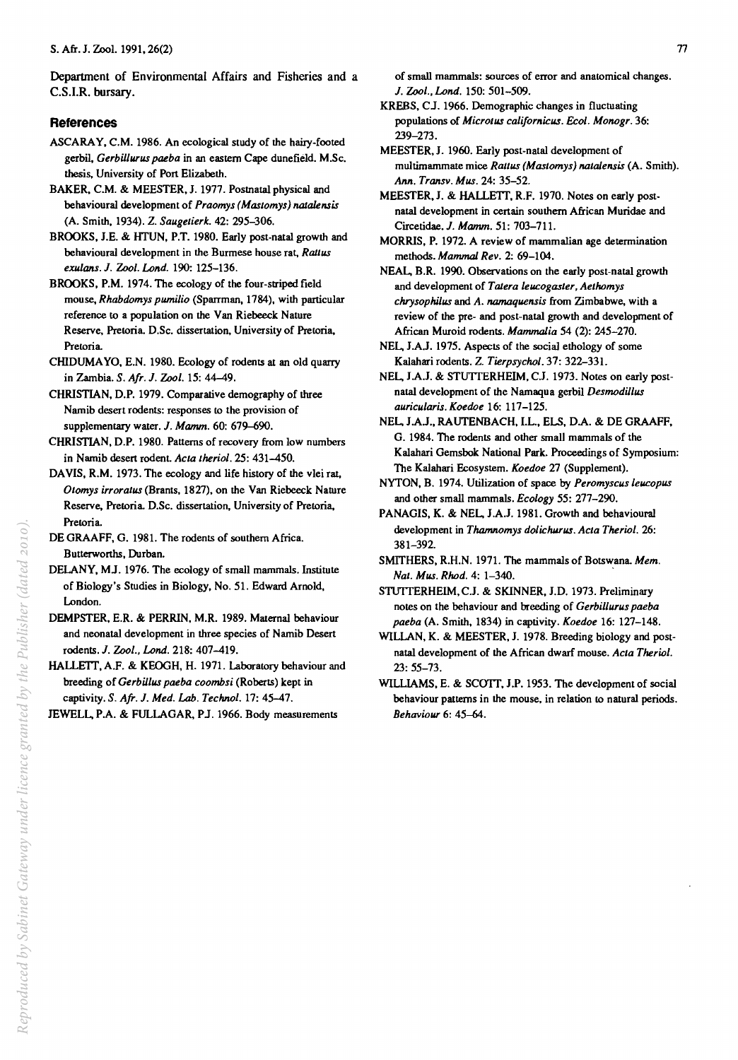Department of Environmental Affairs and Fisheries and a C.S.I.R. bursary.

## References

ASCARAY, C.M. 1986. An ecological study of the hairy-footed gerbil, *Gerbillurus paeba* in an eastern Cape dunefield. M.Sc. thesis, University of Port Elizabeth.

BAKER, C.M. & MEESTER, J. 1977. Postnatal physical and behavioural development of *Praomys (Mastomys) natalensis* (A. Smith, 1934). *Z. Saugetierk.* 42: 295–306.

BROOKS, J.E. & HTUN, P.T. 1980. Early post-natal growth and behavioural development in the Burmese house rat, *Rattus exulans*. *J. Zool. Lond.* 190: 125–136.

BROOKS, P.M. 1974. The ecology of the four-striped field mouse, *Rhabdomys pumilio* (Sparrman, 1784), with particular reference to a population on the Van Riebeeck Nature Reserve, Pretoria. D.Sc. dissertation, University of Pretoria, Pretoria.

CHIDUMAYO, E.N. 1980. Ecology of rodents at an old quarry in Zambia. *S. Afr. J. Zool.* 15: 44–49.

CHRISTIAN, D.P. 1979. Comparative demography of three Namib desert rodents: responses to the provision of supplementary water. *J. Mamm.* 60: 679–690.

CHRISTIAN, D.P. 1980. Patterns of recovery from low numbers in Namib desert rodent. *Acta theriol.* 25: 431–450.

DAVIS, R.M. 1973. The ecology and life history of the vlei rat, *Otomys irroratus* (Brants, 1827), on the Van Riebeeck Nature Reserve, Pretoria. D.Sc. dissertation, University of Pretoria, Pretoria.

DE GRAAFF, G. 1981. The rodents of southern Africa. Butterworths, Durban.

DELANY, M.J. 1976. The ecology of small mammals. Institute of Biology's Studies in Biology, No. 51. Edward Arnold, London.

DEMPSTER, E.R. & PERRIN, M.R. 1989. Maternal behaviour and neonatal development in three species of Namib Desert rodents. *J. Zool., Lond.* 218: 407–419.

HALLETT, A.F. & KEOGH, H. 1971. Laboratory behaviour and breeding of *Gerbillus paeba coombsi* (Roberts) kept in captivity. *S. Afr. J. Med. Lab. Technol.* 17: 45–47.

JEWELL, P.A. & FULLAGAR, P.J. 1966. Body measurements of small mammals: sources of error and anatomical changes. *J. Zool., Lond.* 150: 501–509.

KREBS, C.J. 1966. Demographic changes in fluctuating populations of *Microtus californicus*. *Ecol. Monogr.* 36: 239–273.

MEESTER, J. 1960. Early post-natal development of multimammate mice *Rattus (Mastomys) natalensis* (A. Smith). *Ann. Transv. Mus.* 24: 35–52.

MEESTER, J. & HALLETT, R.F. 1970. Notes on early post-natal development in certain southern African Muridae and Circetidae. *J. Mamm.* 51: 703–711.

MORRIS, P. 1972. A review of mammalian age determination methods. *Mammal Rev.* 2: 69–104.

NEAL, B.R. 1990. Observations on the early post-natal growth and development of *Tatera leucogaster*, *Aethomys chrysophilus* and *A. namaquensis* from Zimbabwe, with a review of the pre- and post-natal growth and development of African Muroid rodents. *Mammalia* 54 (2): 245–270.

NEL, J.A.J. 1975. Aspects of the social ethology of some Kalahari rodents. *Z. Tierpsychol.* 37: 322–331.

NEL, J.A.J. & STUTTERHEIM, C.J. 1973. Notes on early post-natal development of the Namaqua gerbil *Desmodillus auricularis*. *Koedoe* 16: 117–125.

NEL, J.A.J., RAUTENBACH, I.L., ELS, D.A. & DE GRAAFF, G. 1984. The rodents and other small mammals of the Kalahari Gemsbok National Park. Proceedings of Symposium: The Kalahari Ecosystem. *Koedoe* 27 (Supplement).

NYTON, B. 1974. Utilization of space by *Peromyscus leucopus* and other small mammals. *Ecology* 55: 277–290.

PANAGIS, K. & NEL, J.A.J. 1981. Growth and behavioural development in *Thamnomys dolichurus*. *Acta Theriol.* 26: 381–392.

SMITHERS, R.H.N. 1971. The mammals of Botswana. *Mem. Nat. Mus. Rhod.* 4: 1–340.

STUTTERHEIM, C.J. & SKINNER, J.D. 1973. Preliminary notes on the behaviour and breeding of *Gerbillurus paeba paeba* (A. Smith, 1834) in captivity. *Koedoe* 16: 127–148.

WILLAN, K. & MEESTER, J. 1978. Breeding biology and post-natal development of the African dwarf mouse. *Acta Theriol.* 23: 55–73.

WILLIAMS, E. & SCOTT, J.P. 1953. The development of social behaviour patterns in the mouse, in relation to natural periods. *Behaviour* 6: 45–64.